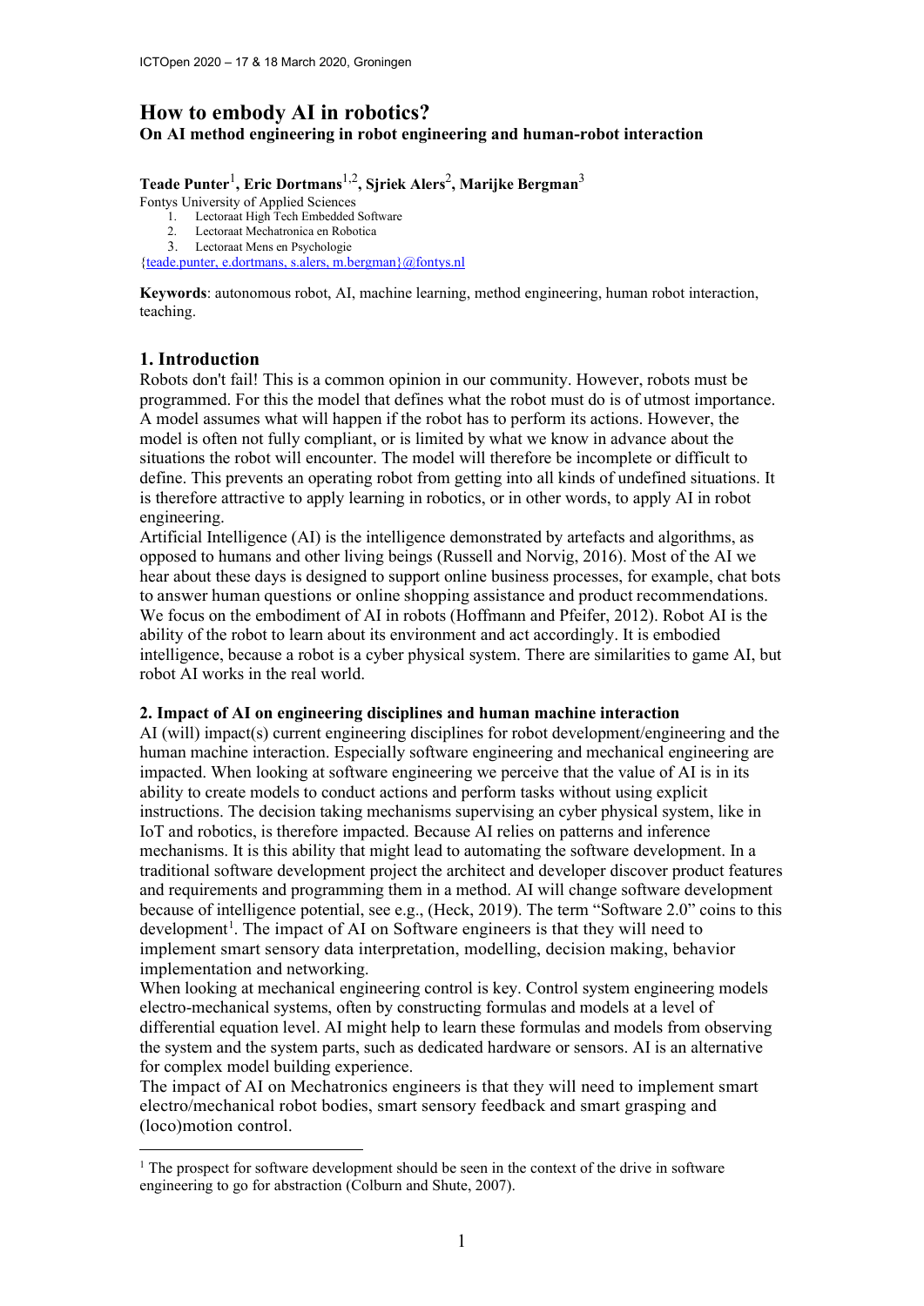# How to embody AI in robotics?

**On AI method engineering in robot engineering and human-robot interaction**

**Teade Punter**[1], **Eric Dortmans**[1,2], **Sjriek Alers**[2], **Marijke Bergman**[3]

Fontys University of Applied Sciences

1. Lectoraat High Tech Embedded Software
2. Lectoraat Mechatronica en Robotica
3. Lectoraat Mens en Psychologie

{teade.punter, e.dortmans, s.alers, m.bergman}@fontys.nl

**Keywords**: autonomous robot, AI, machine learning, method engineering, human robot interaction, teaching.

## 1. Introduction

Robots don't fail! This is a common opinion in our community. However, robots must be programmed. For this the model that defines what the robot must do is of utmost importance. A model assumes what will happen if the robot has to perform its actions. However, the model is often not fully compliant, or is limited by what we know in advance about the situations the robot will encounter. The model will therefore be incomplete or difficult to define. This prevents an operating robot from getting into all kinds of undefined situations. It is therefore attractive to apply learning in robotics, or in other words, to apply AI in robot engineering.

Artificial Intelligence (AI) is the intelligence demonstrated by artefacts and algorithms, as opposed to humans and other living beings (Russell and Norvig, 2016). Most of the AI we hear about these days is designed to support online business processes, for example, chat bots to answer human questions or online shopping assistance and product recommendations. We focus on the embodiment of AI in robots (Hoffmann and Pfeifer, 2012). Robot AI is the ability of the robot to learn about its environment and act accordingly. It is embodied intelligence, because a robot is a cyber physical system. There are similarities to game AI, but robot AI works in the real world.

## 2. Impact of AI on engineering disciplines and human machine interaction

AI (will) impact(s) current engineering disciplines for robot development/engineering and the human machine interaction. Especially software engineering and mechanical engineering are impacted. When looking at software engineering we perceive that the value of AI is in its ability to create models to conduct actions and perform tasks without using explicit instructions. The decision taking mechanisms supervising an cyber physical system, like in IoT and robotics, is therefore impacted. Because AI relies on patterns and inference mechanisms. It is this ability that might lead to automating the software development. In a traditional software development project the architect and developer discover product features and requirements and programming them in a method. AI will change software development because of intelligence potential, see e.g., (Heck, 2019). The term "Software 2.0" coins to this development[1]. The impact of AI on Software engineers is that they will need to implement smart sensory data interpretation, modelling, decision making, behavior implementation and networking.

When looking at mechanical engineering control is key. Control system engineering models electro-mechanical systems, often by constructing formulas and models at a level of differential equation level. AI might help to learn these formulas and models from observing the system and the system parts, such as dedicated hardware or sensors. AI is an alternative for complex model building experience.

The impact of AI on Mechatronics engineers is that they will need to implement smart electro/mechanical robot bodies, smart sensory feedback and smart grasping and (loco)motion control.

---

[1] The prospect for software development should be seen in the context of the drive in software engineering to go for abstraction (Colburn and Shute, 2007).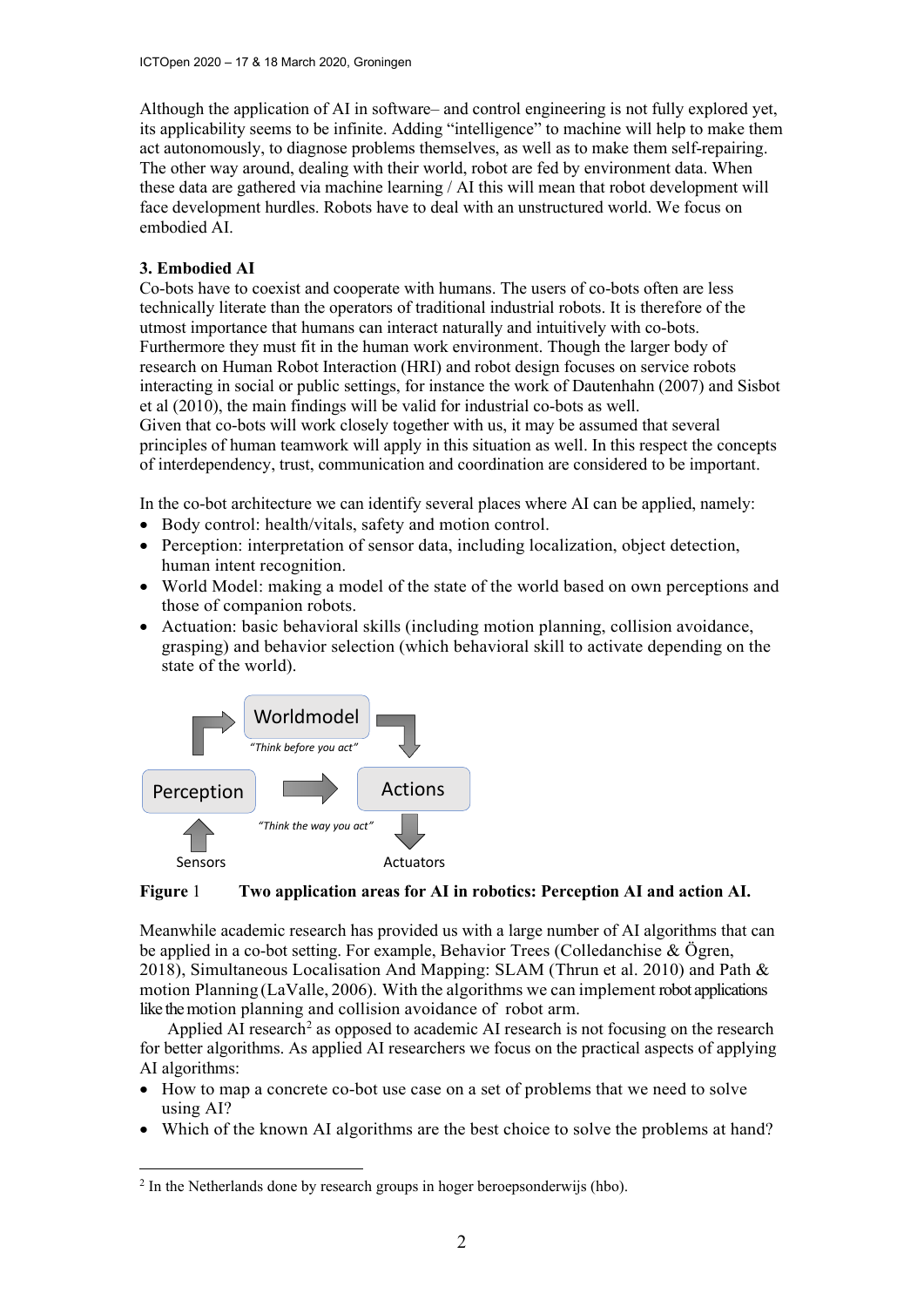Although the application of AI in software– and control engineering is not fully explored yet, its applicability seems to be infinite. Adding "intelligence" to machine will help to make them act autonomously, to diagnose problems themselves, as well as to make them self-repairing. The other way around, dealing with their world, robot are fed by environment data. When these data are gathered via machine learning / AI this will mean that robot development will face development hurdles. Robots have to deal with an unstructured world. We focus on embodied AI.

### 3. Embodied AI

Co-bots have to coexist and cooperate with humans. The users of co-bots often are less technically literate than the operators of traditional industrial robots. It is therefore of the utmost importance that humans can interact naturally and intuitively with co-bots. Furthermore they must fit in the human work environment. Though the larger body of research on Human Robot Interaction (HRI) and robot design focuses on service robots interacting in social or public settings, for instance the work of Dautenhahn (2007) and Sisbot et al (2010), the main findings will be valid for industrial co-bots as well.
Given that co-bots will work closely together with us, it may be assumed that several principles of human teamwork will apply in this situation as well. In this respect the concepts of interdependency, trust, communication and coordination are considered to be important.

In the co-bot architecture we can identify several places where AI can be applied, namely:

- Body control: health/vitals, safety and motion control.
- Perception: interpretation of sensor data, including localization, object detection, human intent recognition.
- World Model: making a model of the state of the world based on own perceptions and those of companion robots.
- Actuation: basic behavioral skills (including motion planning, collision avoidance, grasping) and behavior selection (which behavioral skill to activate depending on the state of the world).

Worldmodel
"Think before you act"
Perception
Actions
"Think the way you act"
Sensors
Actuators

**Figure 1 Two application areas for AI in robotics: Perception AI and action AI.**

Meanwhile academic research has provided us with a large number of AI algorithms that can be applied in a co-bot setting. For example, Behavior Trees (Colledanchise & Ögren, 2018), Simultaneous Localisation And Mapping: SLAM (Thrun et al. 2010) and Path & motion Planning (LaValle, 2006). With the algorithms we can implement robot applications like the motion planning and collision avoidance of robot arm.

Applied AI research[2] as opposed to academic AI research is not focusing on the research for better algorithms. As applied AI researchers we focus on the practical aspects of applying AI algorithms:

- How to map a concrete co-bot use case on a set of problems that we need to solve using AI?
- Which of the known AI algorithms are the best choice to solve the problems at hand?

[2] In the Netherlands done by research groups in hoger beroepsonderwijs (hbo).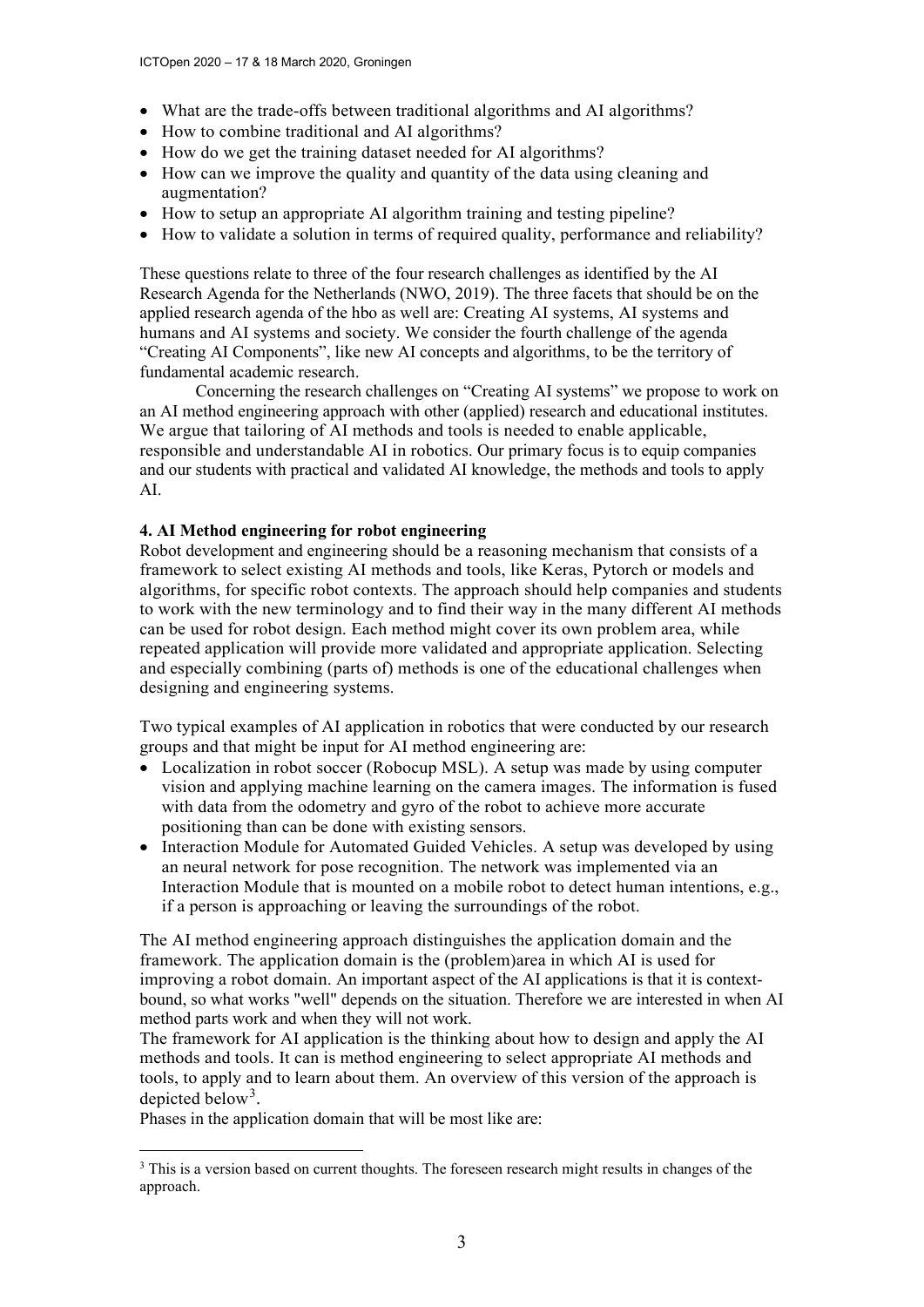- What are the trade-offs between traditional algorithms and AI algorithms?
- How to combine traditional and AI algorithms?
- How do we get the training dataset needed for AI algorithms?
- How can we improve the quality and quantity of the data using cleaning and augmentation?
- How to setup an appropriate AI algorithm training and testing pipeline?
- How to validate a solution in terms of required quality, performance and reliability?

These questions relate to three of the four research challenges as identified by the AI Research Agenda for the Netherlands (NWO, 2019). The three facets that should be on the applied research agenda of the hbo as well are: Creating AI systems, AI systems and humans and AI systems and society. We consider the fourth challenge of the agenda "Creating AI Components", like new AI concepts and algorithms, to be the territory of fundamental academic research.

Concerning the research challenges on "Creating AI systems" we propose to work on an AI method engineering approach with other (applied) research and educational institutes. We argue that tailoring of AI methods and tools is needed to enable applicable, responsible and understandable AI in robotics. Our primary focus is to equip companies and our students with practical and validated AI knowledge, the methods and tools to apply AI.

**4. AI Method engineering for robot engineering**

Robot development and engineering should be a reasoning mechanism that consists of a framework to select existing AI methods and tools, like Keras, Pytorch or models and algorithms, for specific robot contexts. The approach should help companies and students to work with the new terminology and to find their way in the many different AI methods can be used for robot design. Each method might cover its own problem area, while repeated application will provide more validated and appropriate application. Selecting and especially combining (parts of) methods is one of the educational challenges when designing and engineering systems.

Two typical examples of AI application in robotics that were conducted by our research groups and that might be input for AI method engineering are:

- Localization in robot soccer (Robocup MSL). A setup was made by using computer vision and applying machine learning on the camera images. The information is fused with data from the odometry and gyro of the robot to achieve more accurate positioning than can be done with existing sensors.
- Interaction Module for Automated Guided Vehicles. A setup was developed by using an neural network for pose recognition. The network was implemented via an Interaction Module that is mounted on a mobile robot to detect human intentions, e.g., if a person is approaching or leaving the surroundings of the robot.

The AI method engineering approach distinguishes the application domain and the framework. The application domain is the (problem)area in which AI is used for improving a robot domain. An important aspect of the AI applications is that it is context-bound, so what works "well" depends on the situation. Therefore we are interested in when AI method parts work and when they will not work.

The framework for AI application is the thinking about how to design and apply the AI methods and tools. It can is method engineering to select appropriate AI methods and tools, to apply and to learn about them. An overview of this version of the approach is depicted below[3].

Phases in the application domain that will be most like are:

[3] This is a version based on current thoughts. The foreseen research might results in changes of the approach.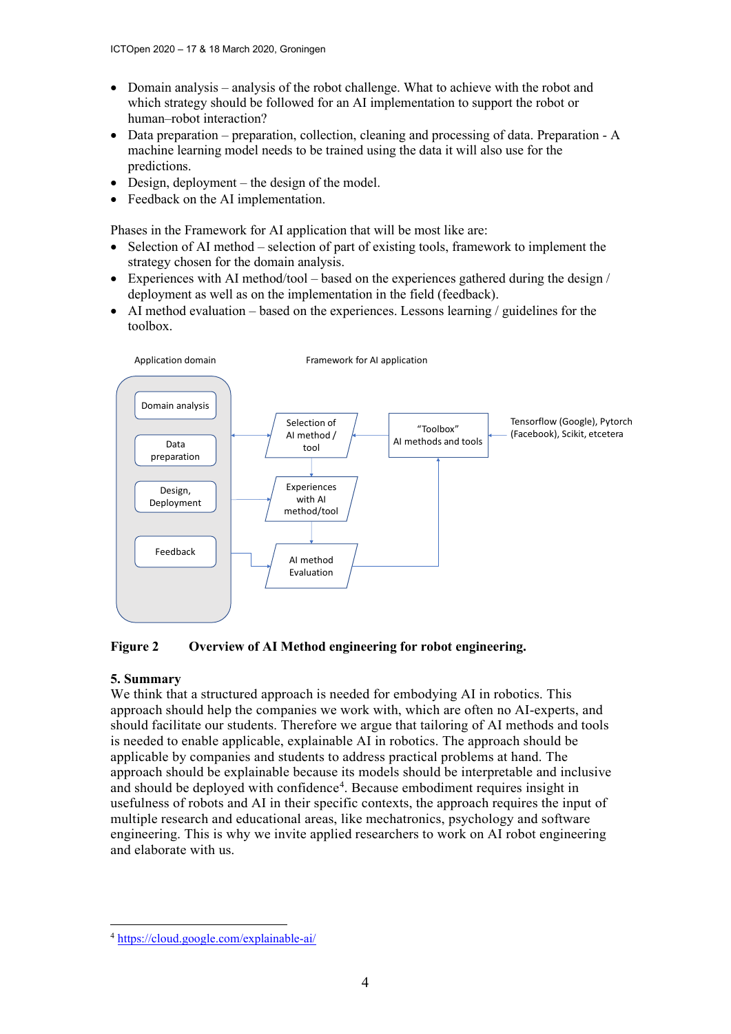- Domain analysis – analysis of the robot challenge. What to achieve with the robot and which strategy should be followed for an AI implementation to support the robot or human–robot interaction?
- Data preparation – preparation, collection, cleaning and processing of data. Preparation - A machine learning model needs to be trained using the data it will also use for the predictions.
- Design, deployment – the design of the model.
- Feedback on the AI implementation.

Phases in the Framework for AI application that will be most like are:

- Selection of AI method – selection of part of existing tools, framework to implement the strategy chosen for the domain analysis.
- Experiences with AI method/tool – based on the experiences gathered during the design / deployment as well as on the implementation in the field (feedback).
- AI method evaluation – based on the experiences. Lessons learning / guidelines for the toolbox.

Application domain

Framework for AI application

Domain analysis

Data preparation

Design, Deployment

Feedback

Selection of AI method / tool

Experiences with AI method/tool

AI method Evaluation

"Toolbox" AI methods and tools

Tensorflow (Google), Pytorch (Facebook), Scikit, etcetera

**Figure 2 Overview of AI Method engineering for robot engineering.**

## 5. Summary

We think that a structured approach is needed for embodying AI in robotics. This approach should help the companies we work with, which are often no AI-experts, and should facilitate our students. Therefore we argue that tailoring of AI methods and tools is needed to enable applicable, explainable AI in robotics. The approach should be applicable by companies and students to address practical problems at hand. The approach should be explainable because its models should be interpretable and inclusive and should be deployed with confidence[4]. Because embodiment requires insight in usefulness of robots and AI in their specific contexts, the approach requires the input of multiple research and educational areas, like mechatronics, psychology and software engineering. This is why we invite applied researchers to work on AI robot engineering and elaborate with us.

---

[4] https://cloud.google.com/explainable-ai/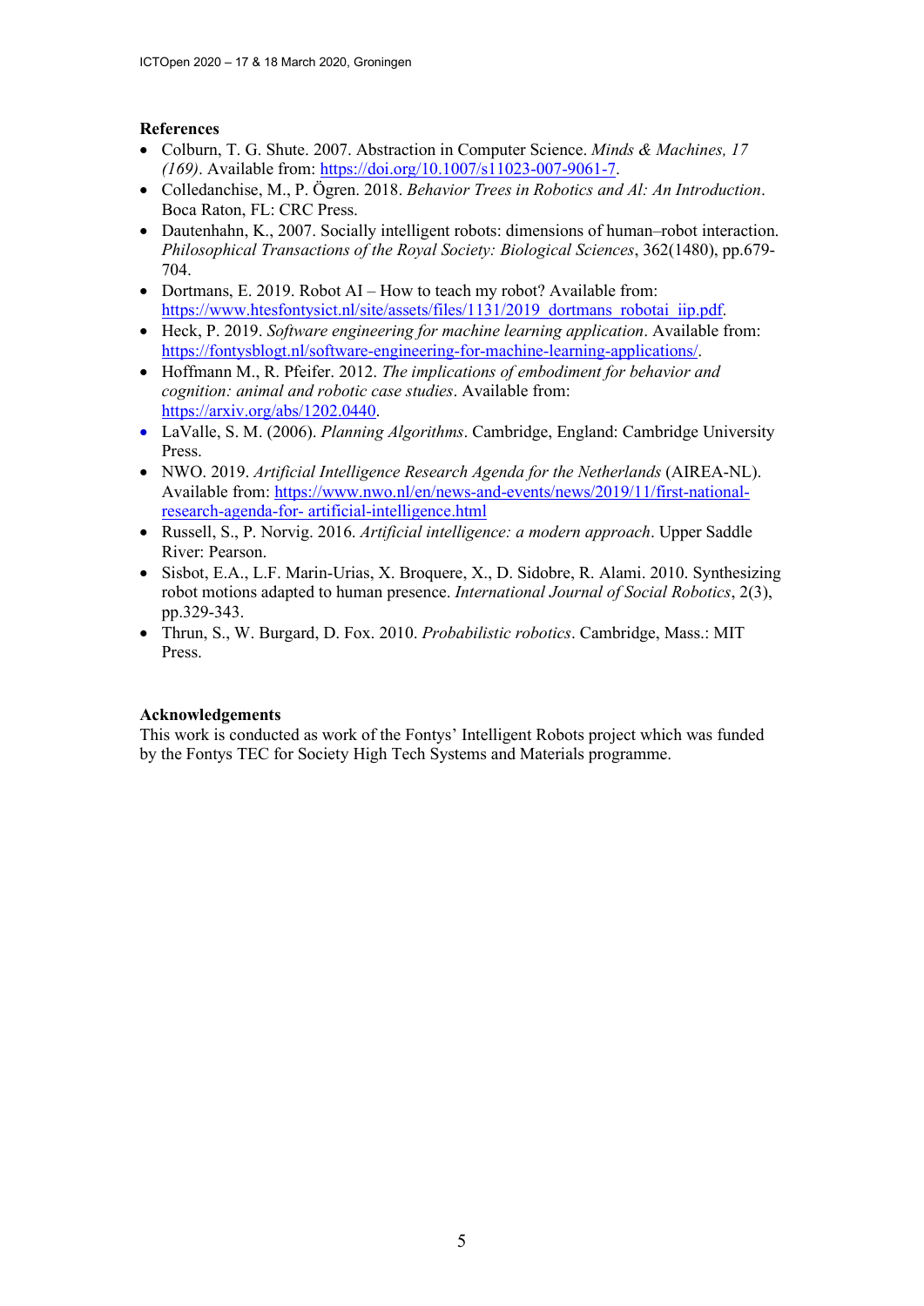**References**

- Colburn, T. G. Shute. 2007. Abstraction in Computer Science. *Minds & Machines, 17 (169)*. Available from: https://doi.org/10.1007/s11023-007-9061-7.
- Colledanchise, M., P. Ögren. 2018. *Behavior Trees in Robotics and Al: An Introduction*. Boca Raton, FL: CRC Press.
- Dautenhahn, K., 2007. Socially intelligent robots: dimensions of human–robot interaction. *Philosophical Transactions of the Royal Society: Biological Sciences*, 362(1480), pp.679-704.
- Dortmans, E. 2019. Robot AI – How to teach my robot? Available from: https://www.htesfontysict.nl/site/assets/files/1131/2019_dortmans_robotai_iip.pdf.
- Heck, P. 2019. *Software engineering for machine learning application*. Available from: https://fontysblogt.nl/software-engineering-for-machine-learning-applications/.
- Hoffmann M., R. Pfeifer. 2012. *The implications of embodiment for behavior and cognition: animal and robotic case studies*. Available from: https://arxiv.org/abs/1202.0440.
- LaValle, S. M. (2006). *Planning Algorithms*. Cambridge, England: Cambridge University Press.
- NWO. 2019. *Artificial Intelligence Research Agenda for the Netherlands* (AIREA-NL). Available from: https://www.nwo.nl/en/news-and-events/news/2019/11/first-national-research-agenda-for- artificial-intelligence.html
- Russell, S., P. Norvig. 2016. *Artificial intelligence: a modern approach*. Upper Saddle River: Pearson.
- Sisbot, E.A., L.F. Marin-Urias, X. Broquere, X., D. Sidobre, R. Alami. 2010. Synthesizing robot motions adapted to human presence. *International Journal of Social Robotics*, 2(3), pp.329-343.
- Thrun, S., W. Burgard, D. Fox. 2010. *Probabilistic robotics*. Cambridge, Mass.: MIT Press.

**Acknowledgements**

This work is conducted as work of the Fontys' Intelligent Robots project which was funded by the Fontys TEC for Society High Tech Systems and Materials programme.